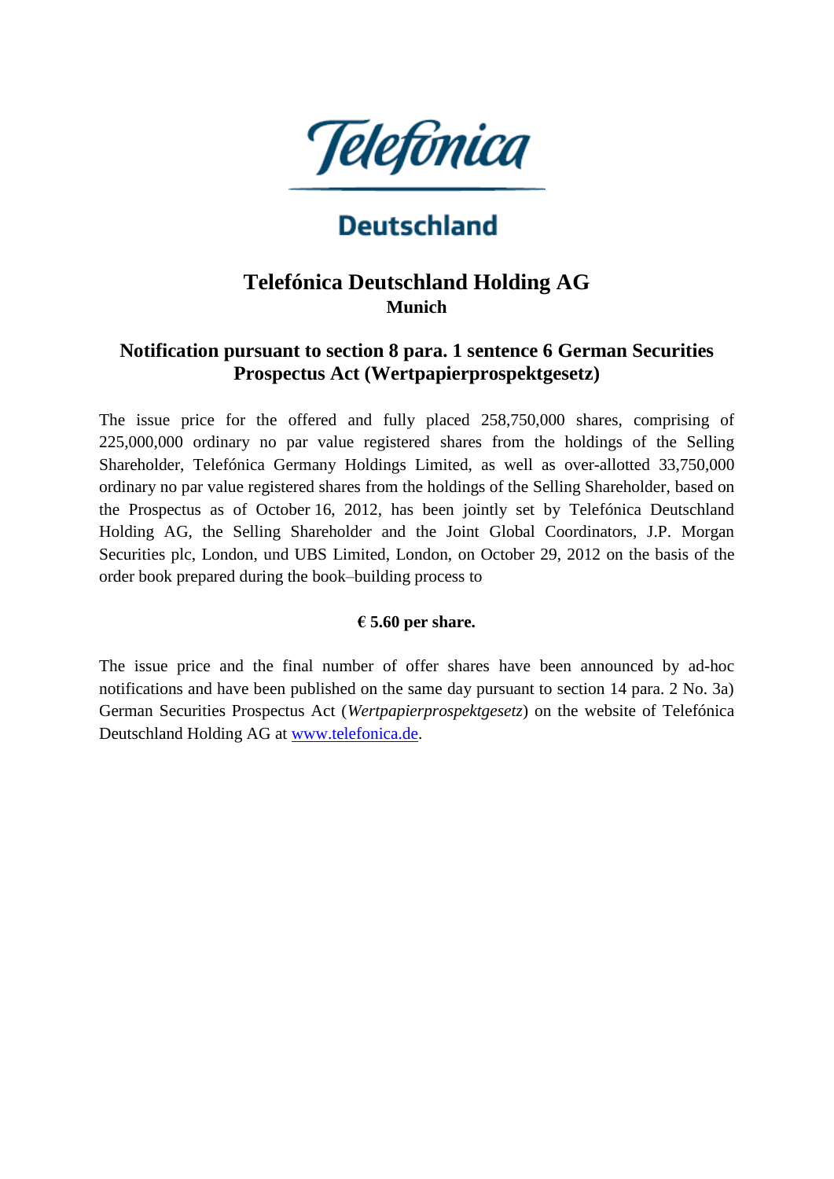Telefónica

Deutschland

# Telefónica Deutschland Holding AG

**Munich**

## Notification pursuant to section 8 para. 1 sentence 6 German Securities Prospectus Act (Wertpapierprospektgesetz)

The issue price for the offered and fully placed 258,750,000 shares, comprising of 225,000,000 ordinary no par value registered shares from the holdings of the Selling Shareholder, Telefónica Germany Holdings Limited, as well as over-allotted 33,750,000 ordinary no par value registered shares from the holdings of the Selling Shareholder, based on the Prospectus as of October 16, 2012, has been jointly set by Telefónica Deutschland Holding AG, the Selling Shareholder and the Joint Global Coordinators, J.P. Morgan Securities plc, London, und UBS Limited, London, on October 29, 2012 on the basis of the order book prepared during the book–building process to

**€ 5.60 per share.**

The issue price and the final number of offer shares have been announced by ad-hoc notifications and have been published on the same day pursuant to section 14 para. 2 No. 3a) German Securities Prospectus Act (*Wertpapierprospektgesetz*) on the website of Telefónica Deutschland Holding AG at www.telefonica.de.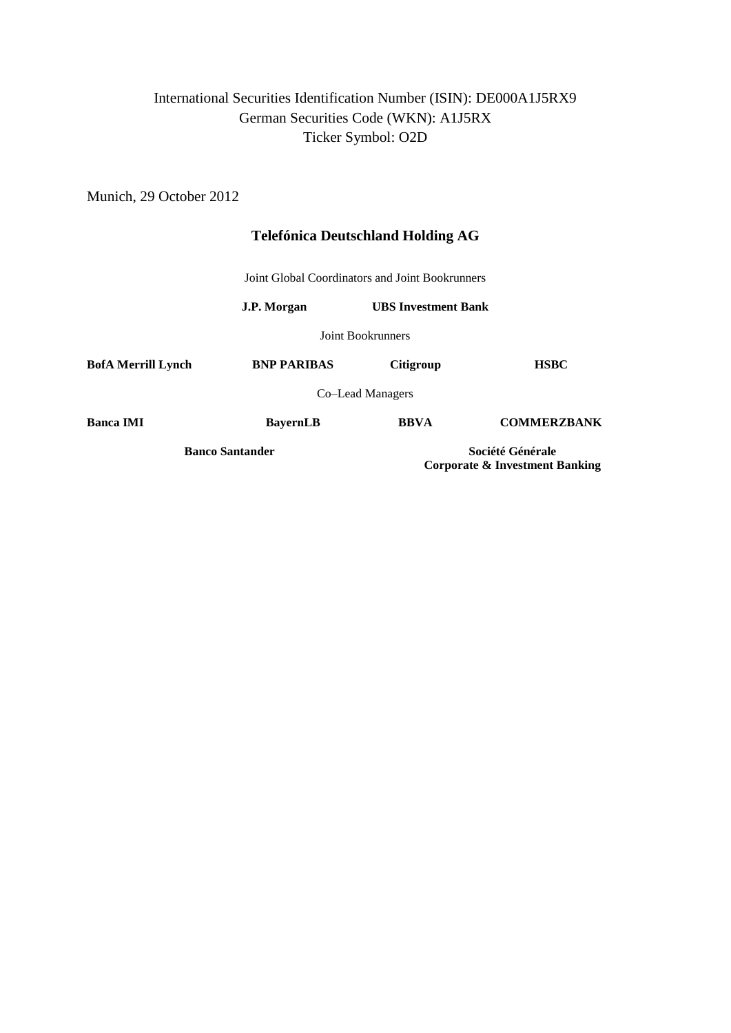International Securities Identification Number (ISIN): DE000A1J5RX9
German Securities Code (WKN): A1J5RX
Ticker Symbol: O2D

Munich, 29 October 2012

**Telefónica Deutschland Holding AG**

Joint Global Coordinators and Joint Bookrunners

**J.P. Morgan** **UBS Investment Bank**

Joint Bookrunners

**BofA Merrill Lynch** **BNP PARIBAS** **Citigroup** **HSBC**

Co–Lead Managers

**Banca IMI** **BayernLB** **BBVA** **COMMERZBANK**

**Banco Santander** **Société Générale Corporate & Investment Banking**